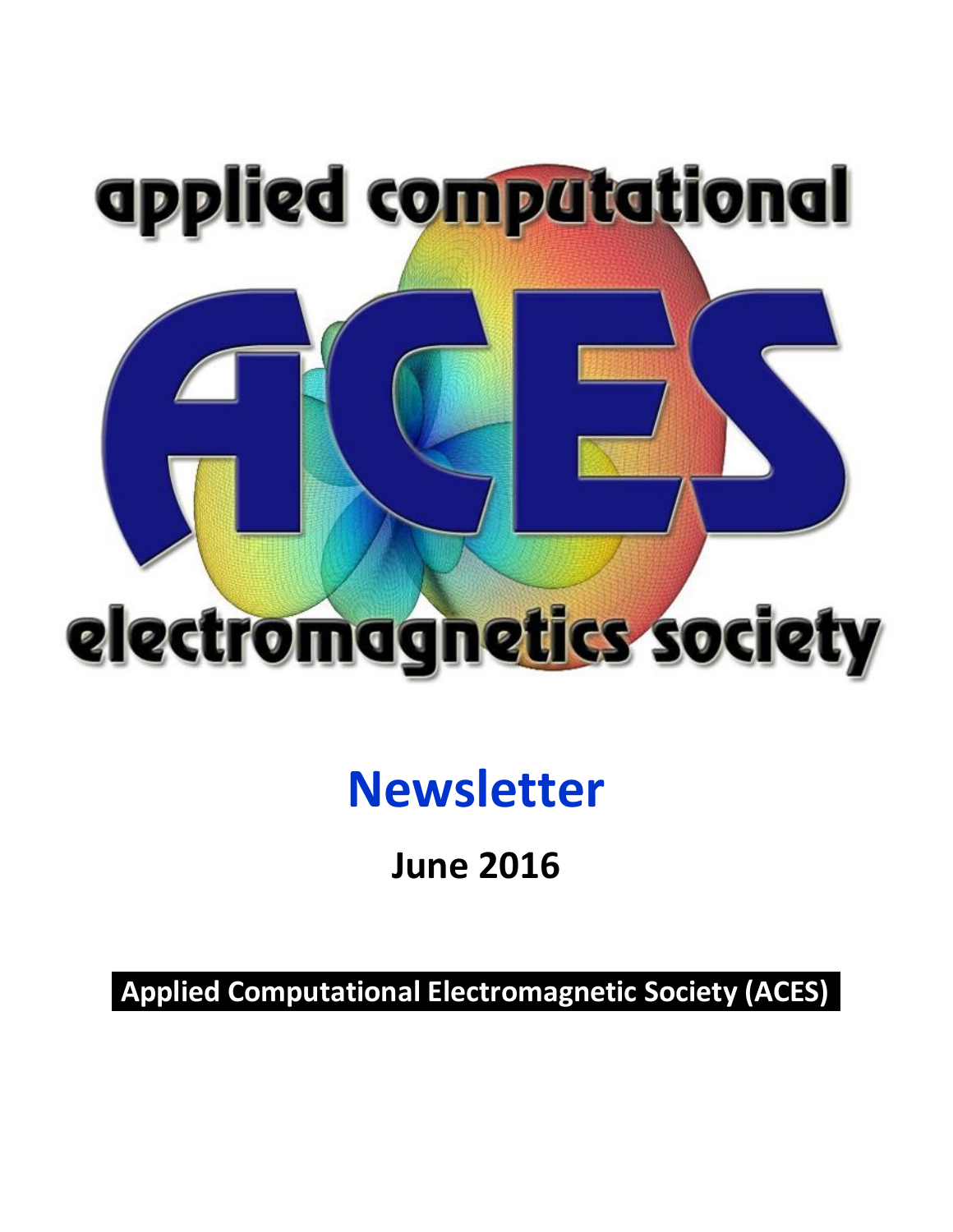applied computational

ACES

electromagnetics society

# Newsletter

## June 2016

**Applied Computational Electromagnetic Society (ACES)**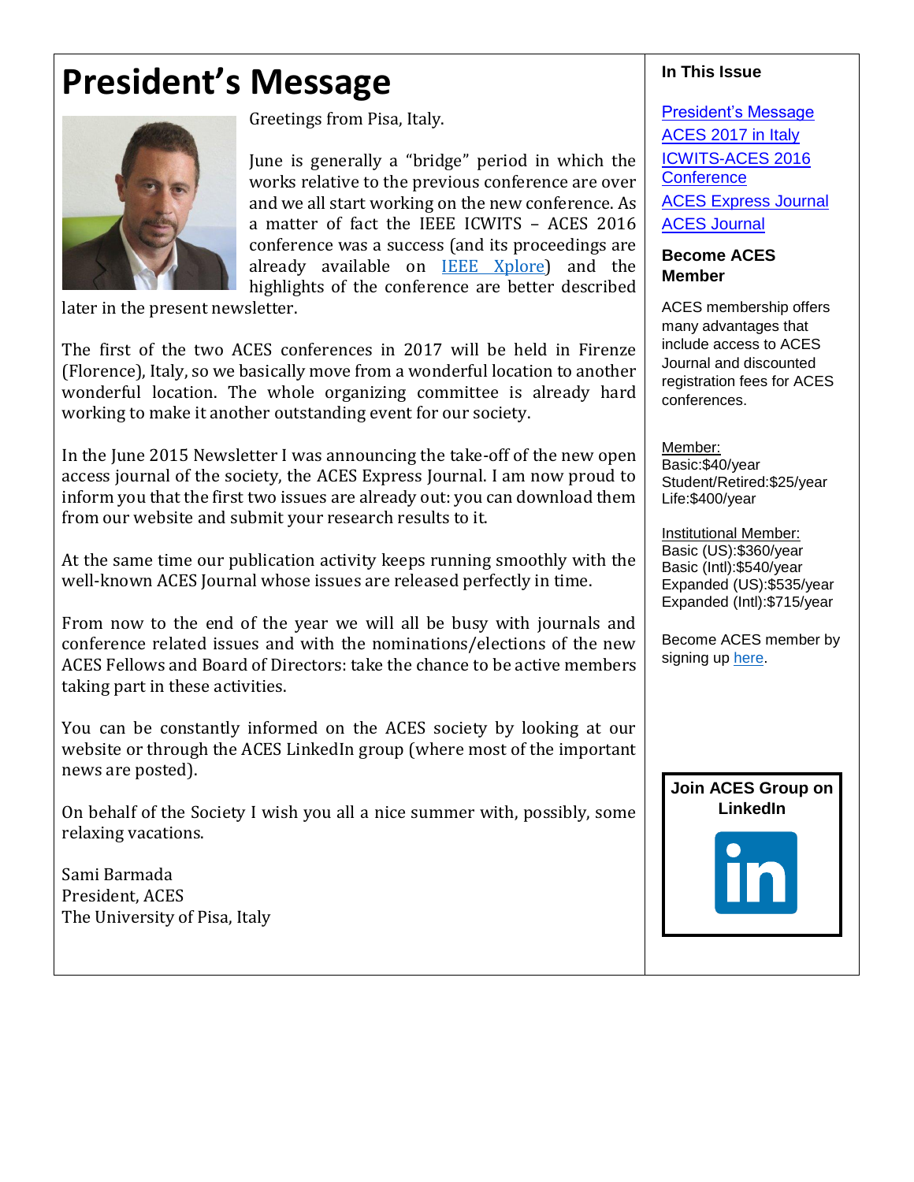# President's Message

Greetings from Pisa, Italy.

June is generally a "bridge" period in which the works relative to the previous conference are over and we all start working on the new conference. As a matter of fact the IEEE ICWITS – ACES 2016 conference was a success (and its proceedings are already available on IEEE Xplore) and the highlights of the conference are better described later in the present newsletter.

The first of the two ACES conferences in 2017 will be held in Firenze (Florence), Italy, so we basically move from a wonderful location to another wonderful location. The whole organizing committee is already hard working to make it another outstanding event for our society.

In the June 2015 Newsletter I was announcing the take-off of the new open access journal of the society, the ACES Express Journal. I am now proud to inform you that the first two issues are already out: you can download them from our website and submit your research results to it.

At the same time our publication activity keeps running smoothly with the well-known ACES Journal whose issues are released perfectly in time.

From now to the end of the year we will all be busy with journals and conference related issues and with the nominations/elections of the new ACES Fellows and Board of Directors: take the chance to be active members taking part in these activities.

You can be constantly informed on the ACES society by looking at our website or through the ACES LinkedIn group (where most of the important news are posted).

On behalf of the Society I wish you all a nice summer with, possibly, some relaxing vacations.

Sami Barmada
President, ACES
The University of Pisa, Italy

**In This Issue**

- President's Message
- ACES 2017 in Italy
- ICWITS-ACES 2016 Conference
- ACES Express Journal
- ACES Journal

**Become ACES Member**

ACES membership offers many advantages that include access to ACES Journal and discounted registration fees for ACES conferences.

Member:
Basic:$40/year
Student/Retired:$25/year
Life:$400/year

Institutional Member:
Basic (US):$360/year
Basic (Intl):$540/year
Expanded (US):$535/year
Expanded (Intl):$715/year

Become ACES member by signing up here.

**Join ACES Group on LinkedIn**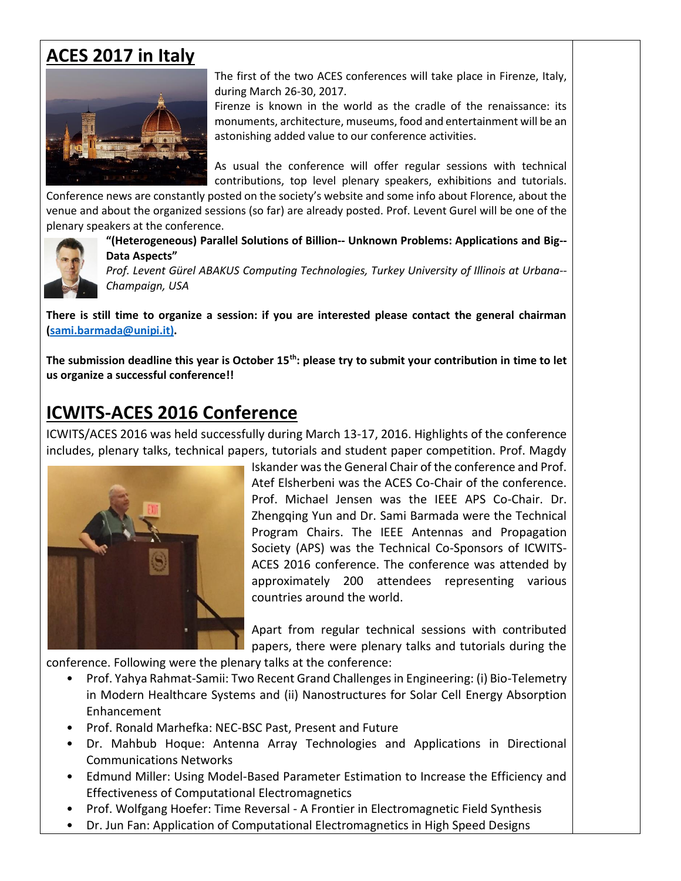## ACES 2017 in Italy

The first of the two ACES conferences will take place in Firenze, Italy, during March 26-30, 2017.

Firenze is known in the world as the cradle of the renaissance: its monuments, architecture, museums, food and entertainment will be an astonishing added value to our conference activities.

As usual the conference will offer regular sessions with technical contributions, top level plenary speakers, exhibitions and tutorials. Conference news are constantly posted on the society's website and some info about Florence, about the venue and about the organized sessions (so far) are already posted. Prof. Levent Gurel will be one of the plenary speakers at the conference.

**"(Heterogeneous) Parallel Solutions of Billion-- Unknown Problems: Applications and Big-- Data Aspects"**

*Prof. Levent Gürel ABAKUS Computing Technologies, Turkey University of Illinois at Urbana-- Champaign, USA*

**There is still time to organize a session: if you are interested please contact the general chairman (sami.barmada@unipi.it).**

**The submission deadline this year is October 15th: please try to submit your contribution in time to let us organize a successful conference!!**

## ICWITS-ACES 2016 Conference

ICWITS/ACES 2016 was held successfully during March 13-17, 2016. Highlights of the conference includes, plenary talks, technical papers, tutorials and student paper competition. Prof. Magdy Iskander was the General Chair of the conference and Prof. Atef Elsherbeni was the ACES Co-Chair of the conference. Prof. Michael Jensen was the IEEE APS Co-Chair. Dr. Zhengqing Yun and Dr. Sami Barmada were the Technical Program Chairs. The IEEE Antennas and Propagation Society (APS) was the Technical Co-Sponsors of ICWITS-ACES 2016 conference. The conference was attended by approximately 200 attendees representing various countries around the world.

Apart from regular technical sessions with contributed papers, there were plenary talks and tutorials during the conference. Following were the plenary talks at the conference:

- Prof. Yahya Rahmat-Samii: Two Recent Grand Challenges in Engineering: (i) Bio-Telemetry in Modern Healthcare Systems and (ii) Nanostructures for Solar Cell Energy Absorption Enhancement
- Prof. Ronald Marhefka: NEC-BSC Past, Present and Future
- Dr. Mahbub Hoque: Antenna Array Technologies and Applications in Directional Communications Networks
- Edmund Miller: Using Model-Based Parameter Estimation to Increase the Efficiency and Effectiveness of Computational Electromagnetics
- Prof. Wolfgang Hoefer: Time Reversal - A Frontier in Electromagnetic Field Synthesis
- Dr. Jun Fan: Application of Computational Electromagnetics in High Speed Designs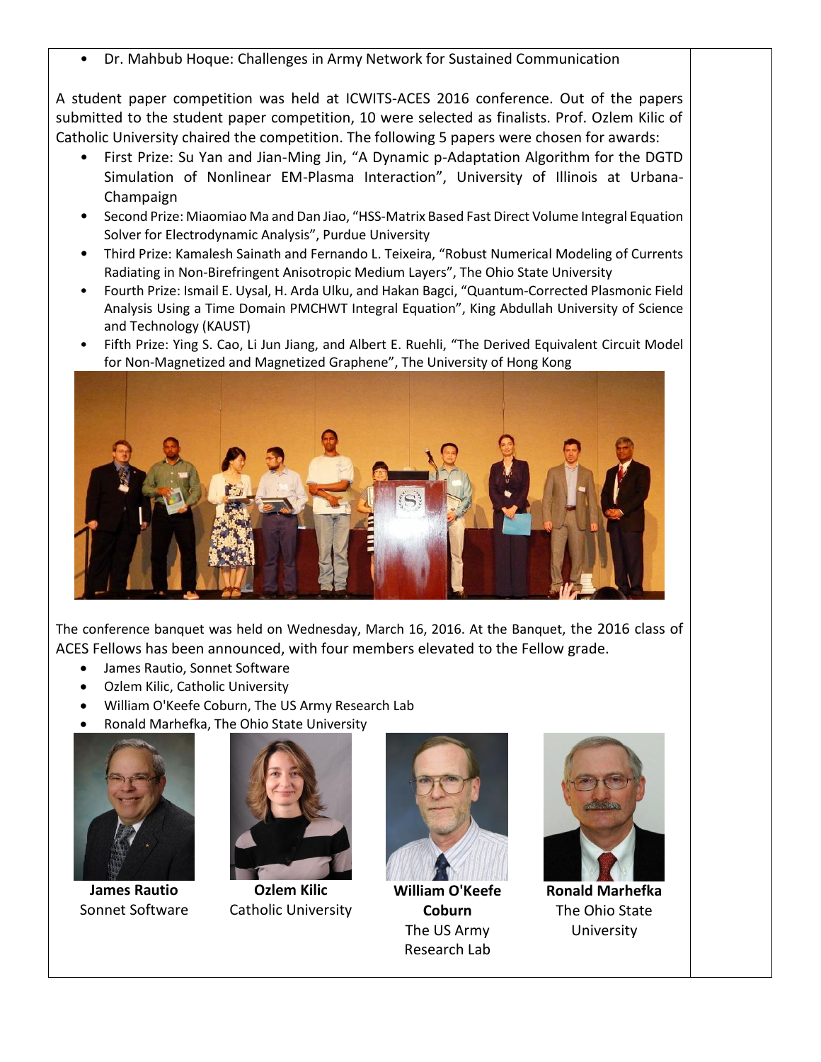- Dr. Mahbub Hoque: Challenges in Army Network for Sustained Communication

A student paper competition was held at ICWITS-ACES 2016 conference. Out of the papers submitted to the student paper competition, 10 were selected as finalists. Prof. Ozlem Kilic of Catholic University chaired the competition. The following 5 papers were chosen for awards:

- First Prize: Su Yan and Jian-Ming Jin, "A Dynamic p-Adaptation Algorithm for the DGTD Simulation of Nonlinear EM-Plasma Interaction", University of Illinois at Urbana-Champaign
- Second Prize: Miaomiao Ma and Dan Jiao, "HSS-Matrix Based Fast Direct Volume Integral Equation Solver for Electrodynamic Analysis", Purdue University
- Third Prize: Kamalesh Sainath and Fernando L. Teixeira, "Robust Numerical Modeling of Currents Radiating in Non-Birefringent Anisotropic Medium Layers", The Ohio State University
- Fourth Prize: Ismail E. Uysal, H. Arda Ulku, and Hakan Bagci, "Quantum-Corrected Plasmonic Field Analysis Using a Time Domain PMCHWT Integral Equation", King Abdullah University of Science and Technology (KAUST)
- Fifth Prize: Ying S. Cao, Li Jun Jiang, and Albert E. Ruehli, "The Derived Equivalent Circuit Model for Non-Magnetized and Magnetized Graphene", The University of Hong Kong

The conference banquet was held on Wednesday, March 16, 2016. At the Banquet, the 2016 class of ACES Fellows has been announced, with four members elevated to the Fellow grade.

- James Rautio, Sonnet Software
- Ozlem Kilic, Catholic University
- William O'Keefe Coburn, The US Army Research Lab
- Ronald Marhefka, The Ohio State University

**James Rautio**
Sonnet Software

**Ozlem Kilic**
Catholic University

**William O'Keefe Coburn**
The US Army Research Lab

**Ronald Marhefka**
The Ohio State University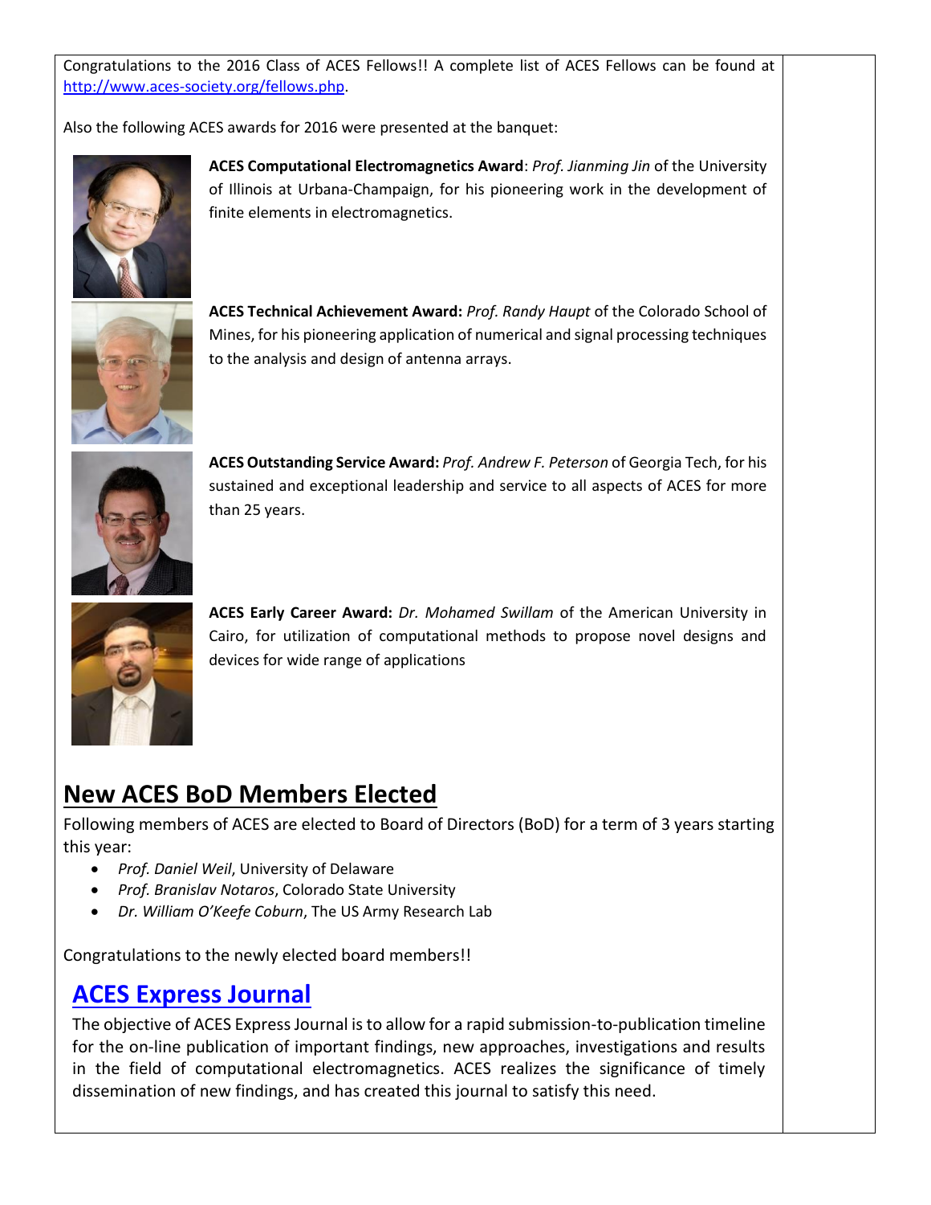Congratulations to the 2016 Class of ACES Fellows!! A complete list of ACES Fellows can be found at http://www.aces-society.org/fellows.php.

Also the following ACES awards for 2016 were presented at the banquet:

**ACES Computational Electromagnetics Award**: *Prof. Jianming Jin* of the University of Illinois at Urbana-Champaign, for his pioneering work in the development of finite elements in electromagnetics.

**ACES Technical Achievement Award:** *Prof. Randy Haupt* of the Colorado School of Mines, for his pioneering application of numerical and signal processing techniques to the analysis and design of antenna arrays.

**ACES Outstanding Service Award:** *Prof. Andrew F. Peterson* of Georgia Tech, for his sustained and exceptional leadership and service to all aspects of ACES for more than 25 years.

**ACES Early Career Award:** *Dr. Mohamed Swillam* of the American University in Cairo, for utilization of computational methods to propose novel designs and devices for wide range of applications

## New ACES BoD Members Elected

Following members of ACES are elected to Board of Directors (BoD) for a term of 3 years starting this year:

- *Prof. Daniel Weil*, University of Delaware
- *Prof. Branislav Notaros*, Colorado State University
- *Dr. William O'Keefe Coburn*, The US Army Research Lab

Congratulations to the newly elected board members!!

## ACES Express Journal

The objective of ACES Express Journal is to allow for a rapid submission-to-publication timeline for the on-line publication of important findings, new approaches, investigations and results in the field of computational electromagnetics. ACES realizes the significance of timely dissemination of new findings, and has created this journal to satisfy this need.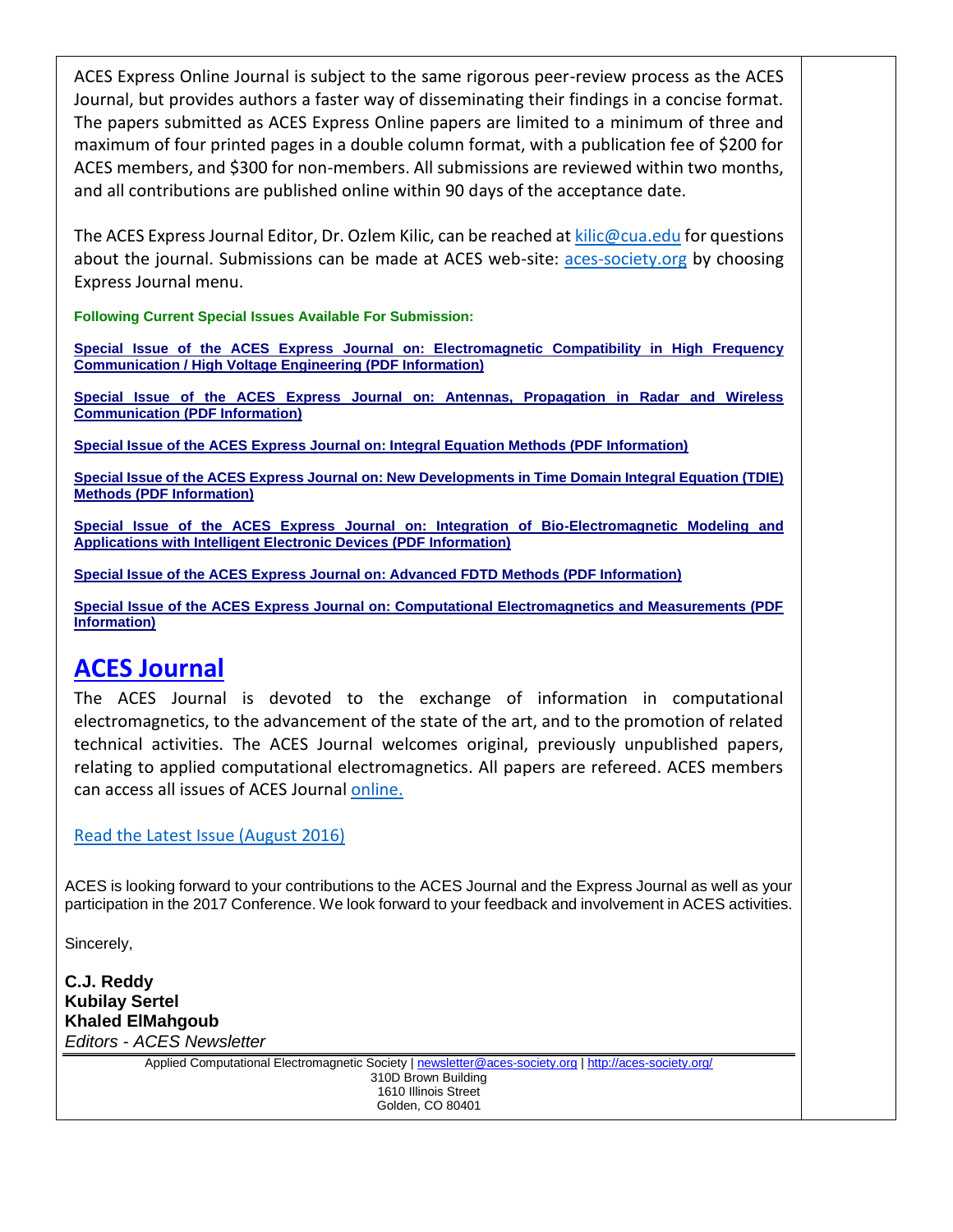ACES Express Online Journal is subject to the same rigorous peer-review process as the ACES Journal, but provides authors a faster way of disseminating their findings in a concise format. The papers submitted as ACES Express Online papers are limited to a minimum of three and maximum of four printed pages in a double column format, with a publication fee of $200 for ACES members, and $300 for non-members. All submissions are reviewed within two months, and all contributions are published online within 90 days of the acceptance date.

The ACES Express Journal Editor, Dr. Ozlem Kilic, can be reached at kilic@cua.edu for questions about the journal. Submissions can be made at ACES web-site: aces-society.org by choosing Express Journal menu.

**Following Current Special Issues Available For Submission:**

**Special Issue of the ACES Express Journal on: Electromagnetic Compatibility in High Frequency Communication / High Voltage Engineering (PDF Information)**

**Special Issue of the ACES Express Journal on: Antennas, Propagation in Radar and Wireless Communication (PDF Information)**

**Special Issue of the ACES Express Journal on: Integral Equation Methods (PDF Information)**

**Special Issue of the ACES Express Journal on: New Developments in Time Domain Integral Equation (TDIE) Methods (PDF Information)**

**Special Issue of the ACES Express Journal on: Integration of Bio-Electromagnetic Modeling and Applications with Intelligent Electronic Devices (PDF Information)**

**Special Issue of the ACES Express Journal on: Advanced FDTD Methods (PDF Information)**

**Special Issue of the ACES Express Journal on: Computational Electromagnetics and Measurements (PDF Information)**

## ACES Journal

The ACES Journal is devoted to the exchange of information in computational electromagnetics, to the advancement of the state of the art, and to the promotion of related technical activities. The ACES Journal welcomes original, previously unpublished papers, relating to applied computational electromagnetics. All papers are refereed. ACES members can access all issues of ACES Journal online.

Read the Latest Issue (August 2016)

ACES is looking forward to your contributions to the ACES Journal and the Express Journal as well as your participation in the 2017 Conference. We look forward to your feedback and involvement in ACES activities.

Sincerely,

**C.J. Reddy**
**Kubilay Sertel**
**Khaled ElMahgoub**
*Editors - ACES Newsletter*

Applied Computational Electromagnetic Society | newsletter@aces-society.org | http://aces-society.org/
310D Brown Building
1610 Illinois Street
Golden, CO 80401